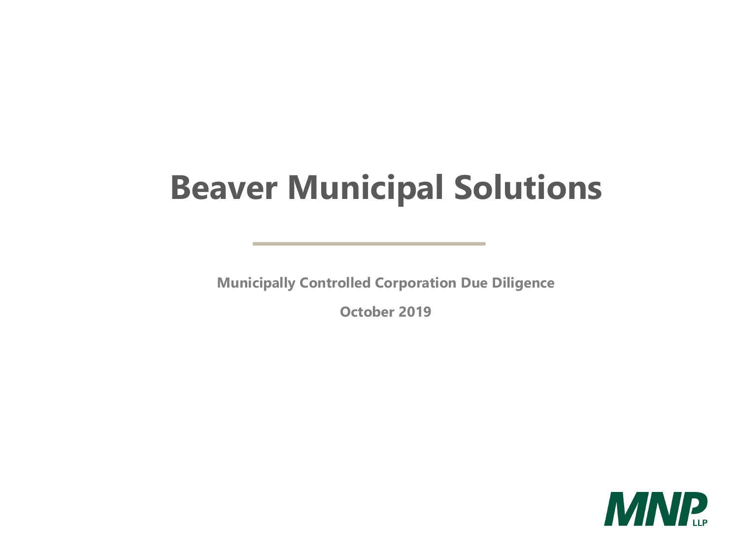# Beaver Municipal Solutions

**Municipally Controlled Corporation Due Diligence**

**October 2019**

MNP LLP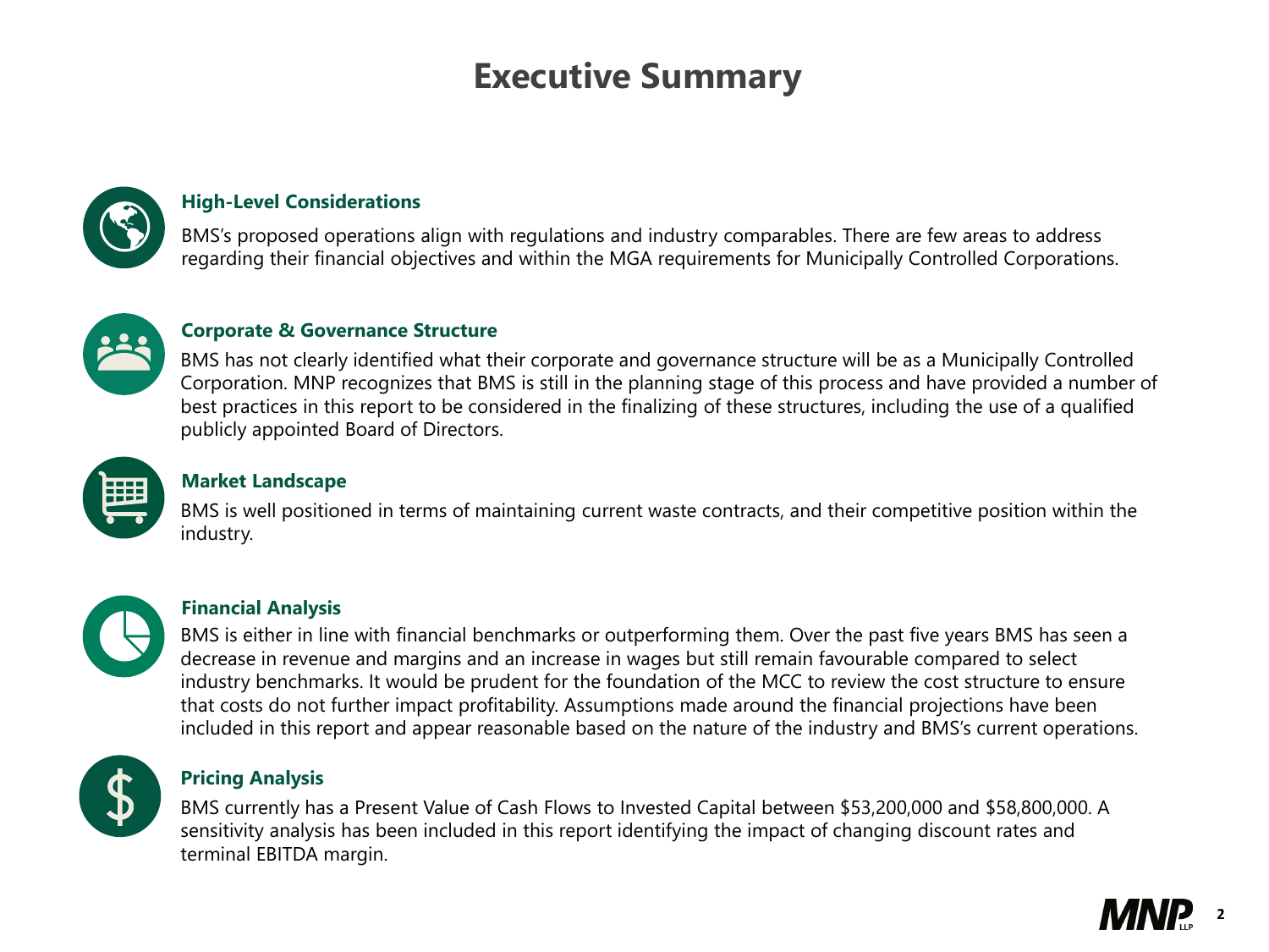# Executive Summary

### High-Level Considerations

BMS's proposed operations align with regulations and industry comparables. There are few areas to address regarding their financial objectives and within the MGA requirements for Municipally Controlled Corporations.

### Corporate & Governance Structure

BMS has not clearly identified what their corporate and governance structure will be as a Municipally Controlled Corporation. MNP recognizes that BMS is still in the planning stage of this process and have provided a number of best practices in this report to be considered in the finalizing of these structures, including the use of a qualified publicly appointed Board of Directors.

### Market Landscape

BMS is well positioned in terms of maintaining current waste contracts, and their competitive position within the industry.

### Financial Analysis

BMS is either in line with financial benchmarks or outperforming them. Over the past five years BMS has seen a decrease in revenue and margins and an increase in wages but still remain favourable compared to select industry benchmarks. It would be prudent for the foundation of the MCC to review the cost structure to ensure that costs do not further impact profitability. Assumptions made around the financial projections have been included in this report and appear reasonable based on the nature of the industry and BMS's current operations.

### Pricing Analysis

BMS currently has a Present Value of Cash Flows to Invested Capital between $53,200,000 and $58,800,000. A sensitivity analysis has been included in this report identifying the impact of changing discount rates and terminal EBITDA margin.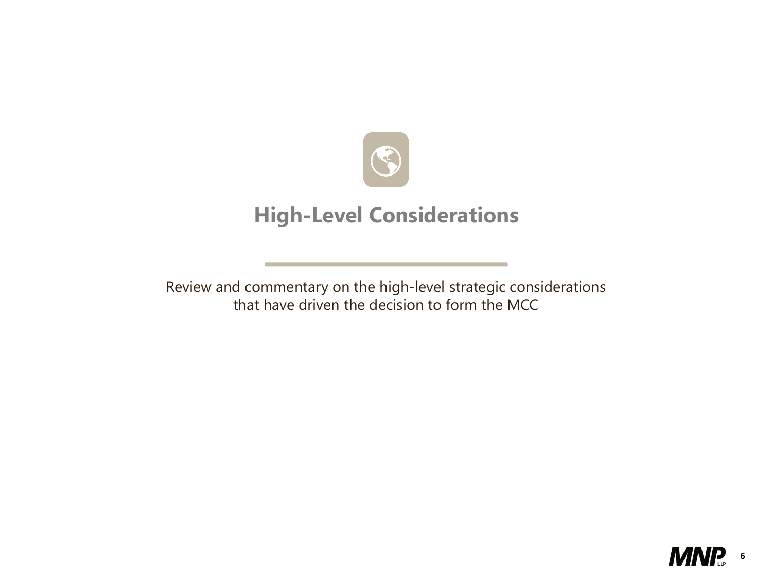# High-Level Considerations

Review and commentary on the high-level strategic considerations that have driven the decision to form the MCC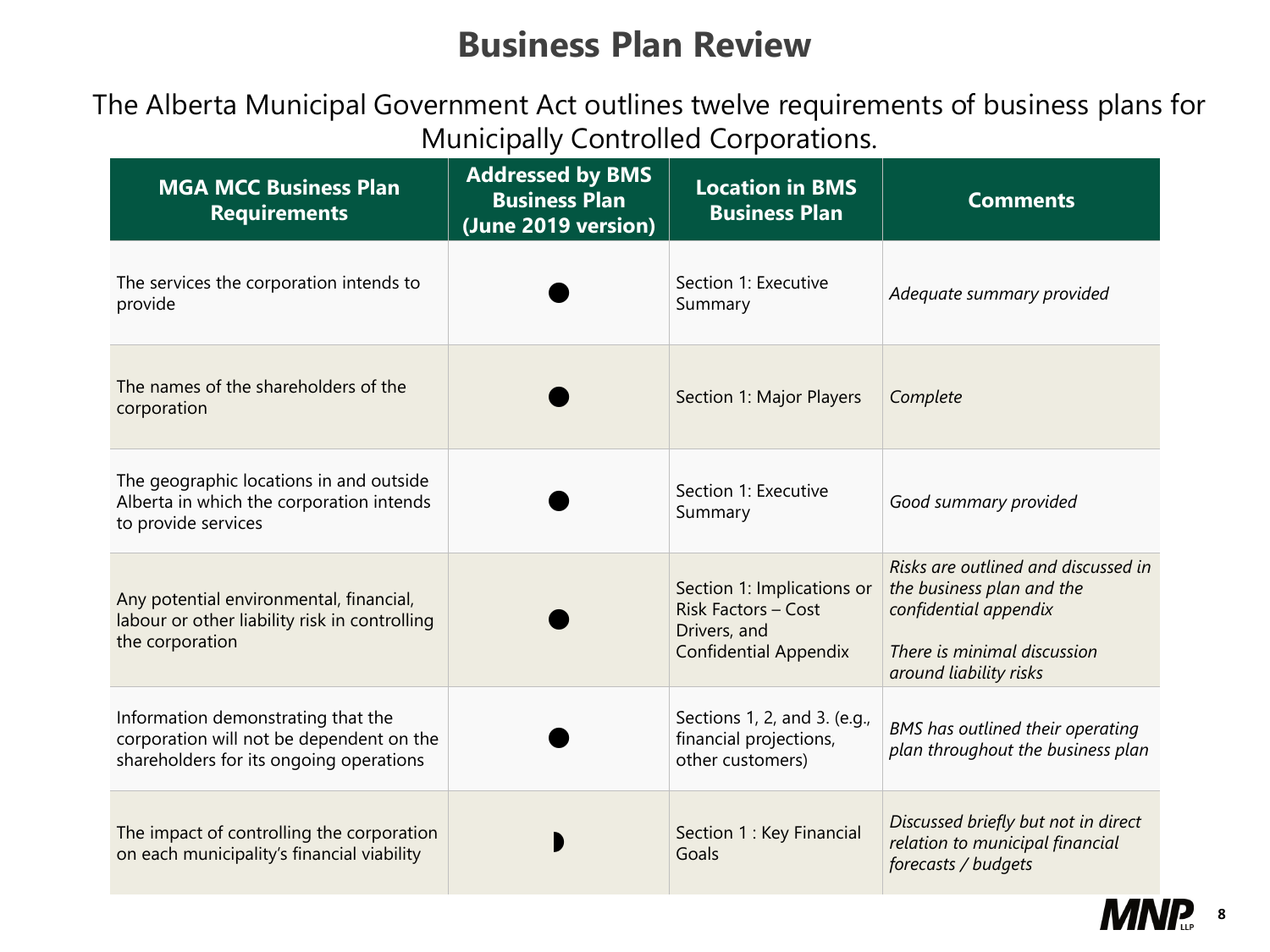# Business Plan Review

The Alberta Municipal Government Act outlines twelve requirements of business plans for Municipally Controlled Corporations.

| MGA MCC Business Plan Requirements | Addressed by BMS Business Plan (June 2019 version) | Location in BMS Business Plan | Comments |
|---|---|---|---|
| The services the corporation intends to provide | ● | Section 1: Executive Summary | *Adequate summary provided* |
| The names of the shareholders of the corporation | ● | Section 1: Major Players | *Complete* |
| The geographic locations in and outside Alberta in which the corporation intends to provide services | ● | Section 1: Executive Summary | *Good summary provided* |
| Any potential environmental, financial, labour or other liability risk in controlling the corporation | ● | Section 1: Implications or Risk Factors – Cost Drivers, and Confidential Appendix | *Risks are outlined and discussed in the business plan and the confidential appendix*<br><br>*There is minimal discussion around liability risks* |
| Information demonstrating that the corporation will not be dependent on the shareholders for its ongoing operations | ● | Sections 1, 2, and 3. (e.g., financial projections, other customers) | *BMS has outlined their operating plan throughout the business plan* |
| The impact of controlling the corporation on each municipality's financial viability | ◗ | Section 1 : Key Financial Goals | *Discussed briefly but not in direct relation to municipal financial forecasts / budgets* |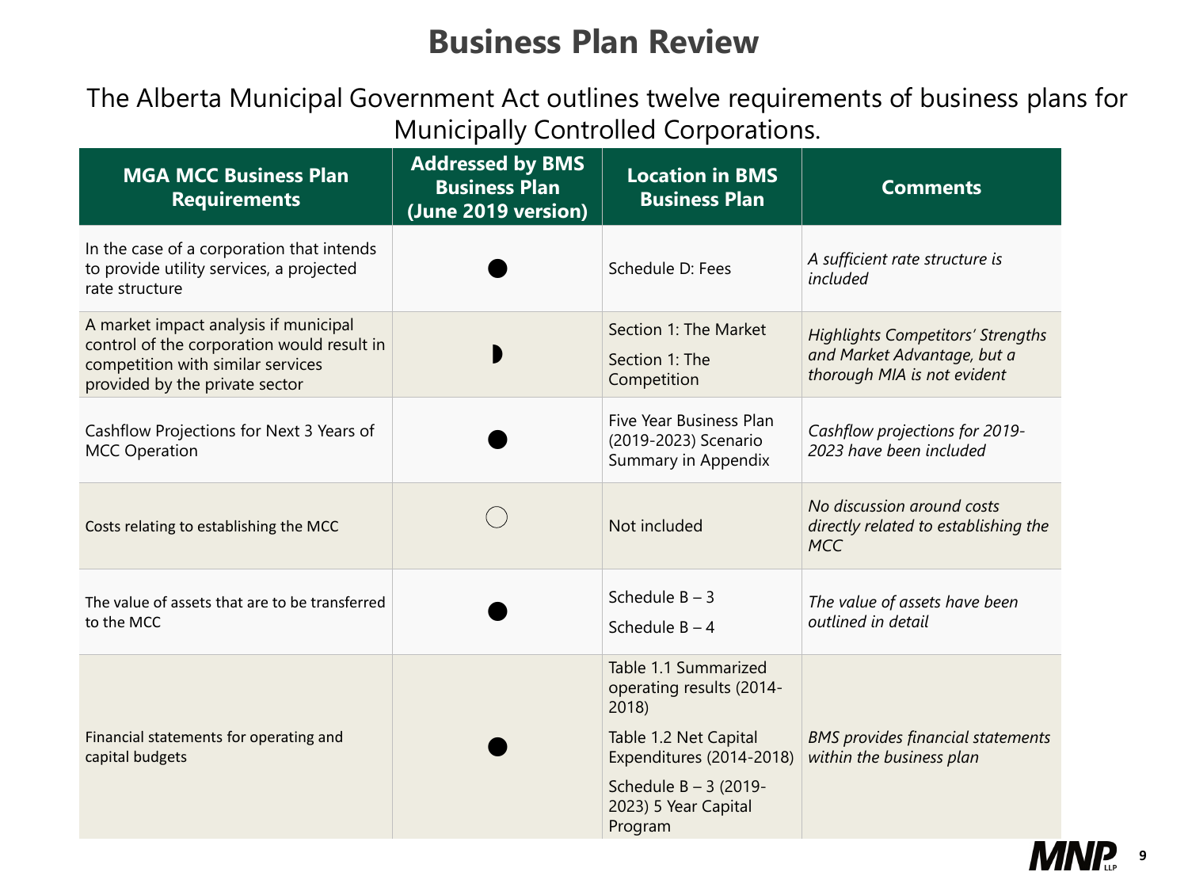# Business Plan Review

The Alberta Municipal Government Act outlines twelve requirements of business plans for Municipally Controlled Corporations.

| MGA MCC Business Plan Requirements | Addressed by BMS Business Plan (June 2019 version) | Location in BMS Business Plan | Comments |
| --- | --- | --- | --- |
| In the case of a corporation that intends to provide utility services, a projected rate structure | ● | Schedule D: Fees | *A sufficient rate structure is included* |
| A market impact analysis if municipal control of the corporation would result in competition with similar services provided by the private sector | ◗ | Section 1: The Market<br>Section 1: The Competition | *Highlights Competitors' Strengths and Market Advantage, but a thorough MIA is not evident* |
| Cashflow Projections for Next 3 Years of MCC Operation | ● | Five Year Business Plan (2019-2023) Scenario Summary in Appendix | *Cashflow projections for 2019-2023 have been included* |
| Costs relating to establishing the MCC | ○ | Not included | *No discussion around costs directly related to establishing the MCC* |
| The value of assets that are to be transferred to the MCC | ● | Schedule B – 3<br>Schedule B – 4 | *The value of assets have been outlined in detail* |
| Financial statements for operating and capital budgets | ● | Table 1.1 Summarized operating results (2014-2018)<br>Table 1.2 Net Capital Expenditures (2014-2018)<br>Schedule B – 3 (2019-2023) 5 Year Capital Program | *BMS provides financial statements within the business plan* |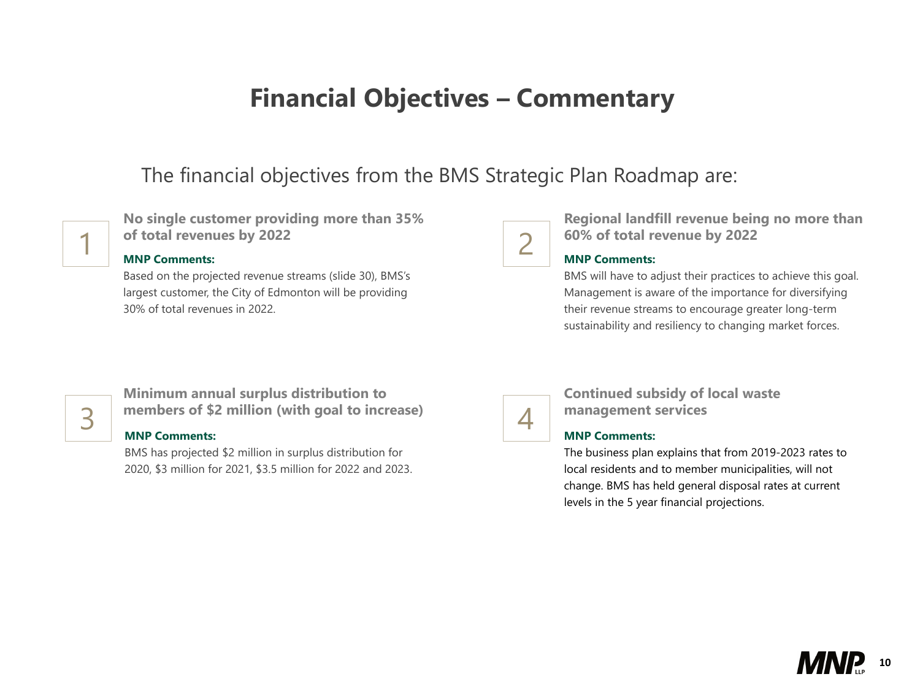# Financial Objectives – Commentary

The financial objectives from the BMS Strategic Plan Roadmap are:

## 1. No single customer providing more than 35% of total revenues by 2022

**MNP Comments:**

Based on the projected revenue streams (slide 30), BMS's largest customer, the City of Edmonton will be providing 30% of total revenues in 2022.

## 2. Regional landfill revenue being no more than 60% of total revenue by 2022

**MNP Comments:**

BMS will have to adjust their practices to achieve this goal. Management is aware of the importance for diversifying their revenue streams to encourage greater long-term sustainability and resiliency to changing market forces.

## 3. Minimum annual surplus distribution to members of $2 million (with goal to increase)

**MNP Comments:**

BMS has projected $2 million in surplus distribution for 2020, $3 million for 2021, $3.5 million for 2022 and 2023.

## 4. Continued subsidy of local waste management services

**MNP Comments:**

The business plan explains that from 2019-2023 rates to local residents and to member municipalities, will not change. BMS has held general disposal rates at current levels in the 5 year financial projections.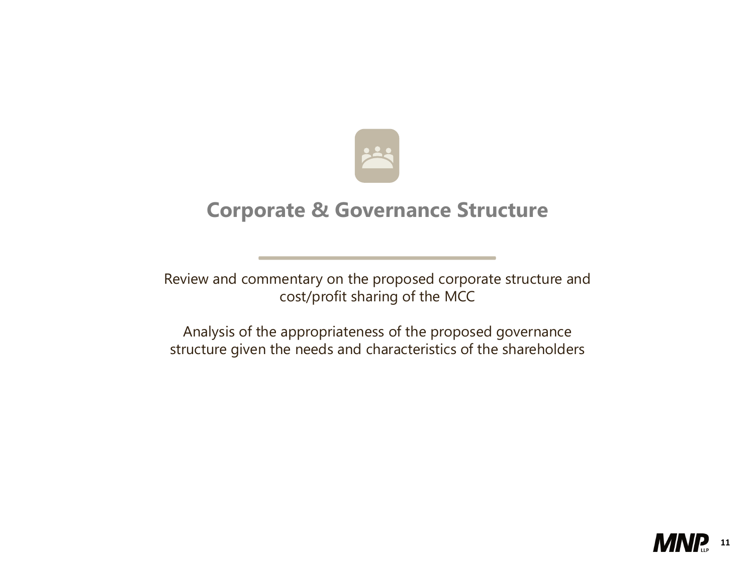# Corporate & Governance Structure

Review and commentary on the proposed corporate structure and cost/profit sharing of the MCC

Analysis of the appropriateness of the proposed governance structure given the needs and characteristics of the shareholders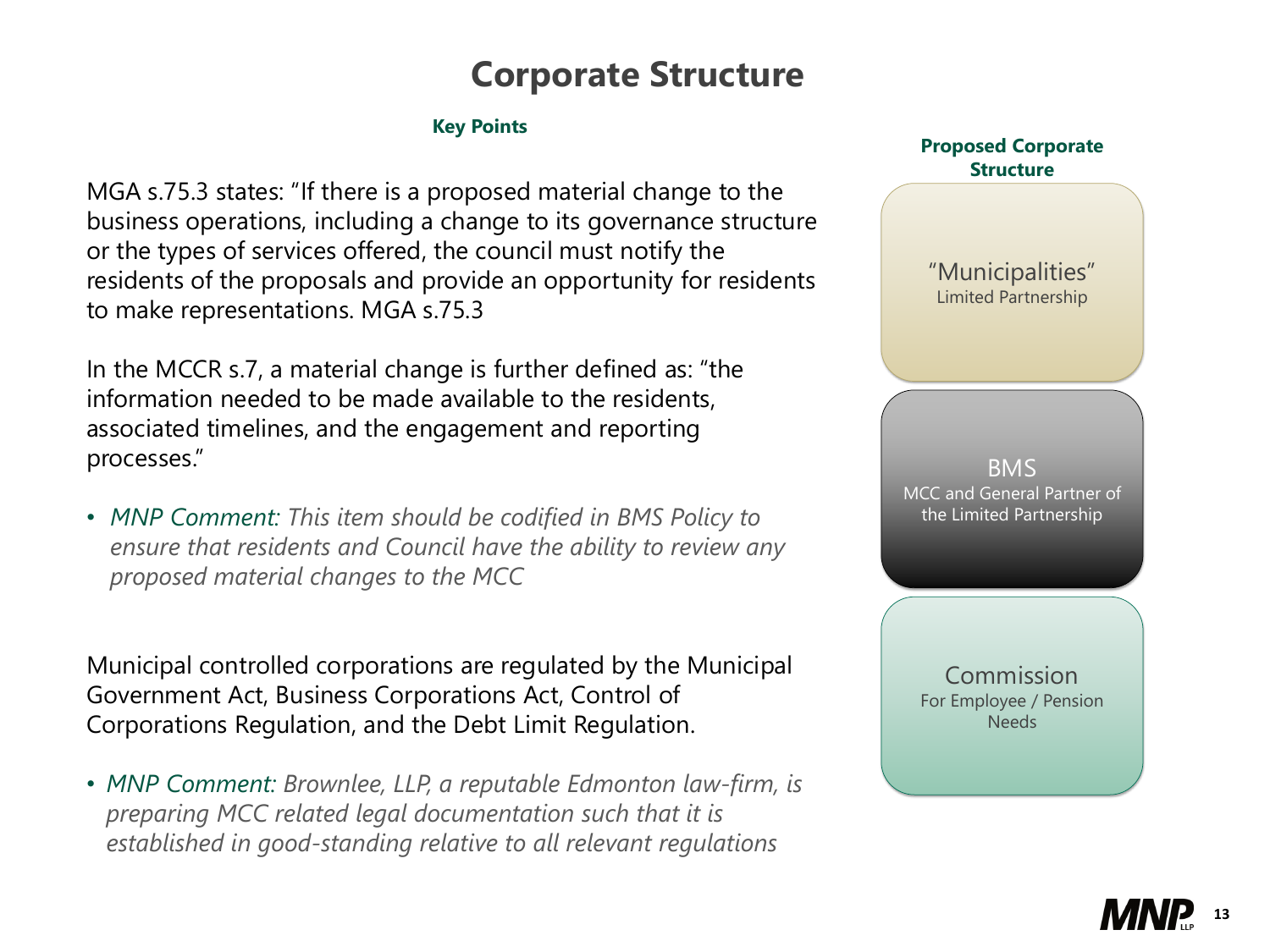# Corporate Structure

**Key Points**

MGA s.75.3 states: “If there is a proposed material change to the business operations, including a change to its governance structure or the types of services offered, the council must notify the residents of the proposals and provide an opportunity for residents to make representations. MGA s.75.3

In the MCCR s.7, a material change is further defined as: “the information needed to be made available to the residents, associated timelines, and the engagement and reporting processes.”

- *MNP Comment: This item should be codified in BMS Policy to ensure that residents and Council have the ability to review any proposed material changes to the MCC*

Municipal controlled corporations are regulated by the Municipal Government Act, Business Corporations Act, Control of Corporations Regulation, and the Debt Limit Regulation.

- *MNP Comment: Brownlee, LLP, a reputable Edmonton law-firm, is preparing MCC related legal documentation such that it is established in good-standing relative to all relevant regulations*

**Proposed Corporate Structure**

“Municipalities”
Limited Partnership

BMS
MCC and General Partner of the Limited Partnership

Commission
For Employee / Pension Needs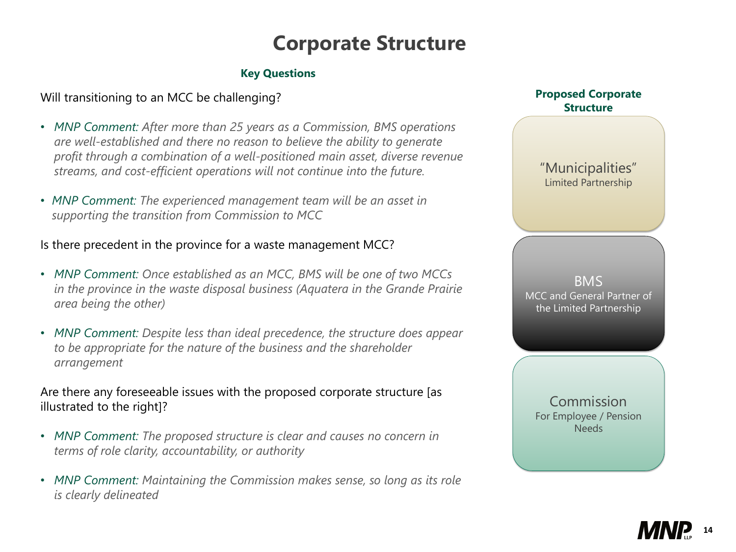# Corporate Structure

### Key Questions

Will transitioning to an MCC be challenging?

- *MNP Comment: After more than 25 years as a Commission, BMS operations are well-established and there no reason to believe the ability to generate profit through a combination of a well-positioned main asset, diverse revenue streams, and cost-efficient operations will not continue into the future.*
- *MNP Comment: The experienced management team will be an asset in supporting the transition from Commission to MCC*

Is there precedent in the province for a waste management MCC?

- *MNP Comment: Once established as an MCC, BMS will be one of two MCCs in the province in the waste disposal business (Aquatera in the Grande Prairie area being the other)*
- *MNP Comment: Despite less than ideal precedence, the structure does appear to be appropriate for the nature of the business and the shareholder arrangement*

Are there any foreseeable issues with the proposed corporate structure [as illustrated to the right]?

- *MNP Comment: The proposed structure is clear and causes no concern in terms of role clarity, accountability, or authority*
- *MNP Comment: Maintaining the Commission makes sense, so long as its role is clearly delineated*

### Proposed Corporate Structure

**"Municipalities"**
Limited Partnership

**BMS**
MCC and General Partner of the Limited Partnership

**Commission**
For Employee / Pension Needs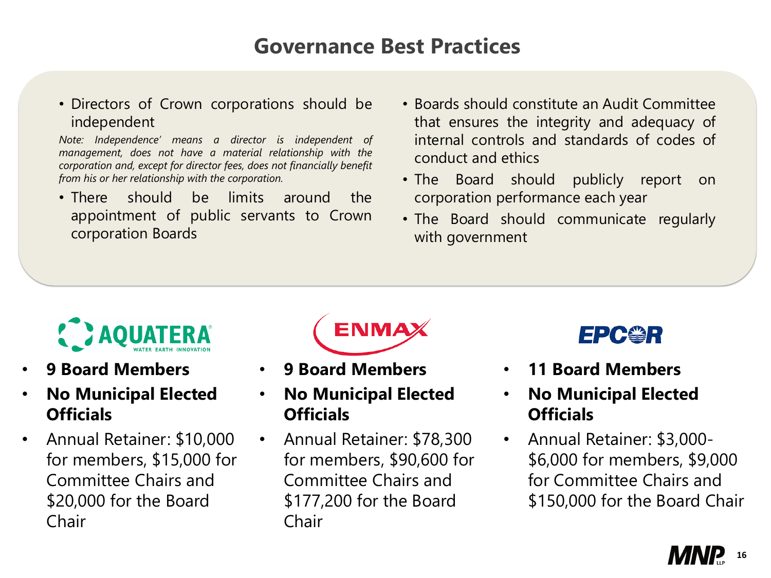# Governance Best Practices

- Directors of Crown corporations should be independent

*Note: Independence' means a director is independent of management, does not have a material relationship with the corporation and, except for director fees, does not financially benefit from his or her relationship with the corporation.*

- There should be limits around the appointment of public servants to Crown corporation Boards
- Boards should constitute an Audit Committee that ensures the integrity and adequacy of internal controls and standards of codes of conduct and ethics
- The Board should publicly report on corporation performance each year
- The Board should communicate regularly with government

**AQUATERA**

- **9 Board Members**
- **No Municipal Elected Officials**
- Annual Retainer: $10,000 for members, $15,000 for Committee Chairs and $20,000 for the Board Chair

**ENMAX**

- **9 Board Members**
- **No Municipal Elected Officials**
- Annual Retainer: $78,300 for members, $90,600 for Committee Chairs and $177,200 for the Board Chair

**EPCOR**

- **11 Board Members**
- **No Municipal Elected Officials**
- Annual Retainer: $3,000-$6,000 for members, $9,000 for Committee Chairs and $150,000 for the Board Chair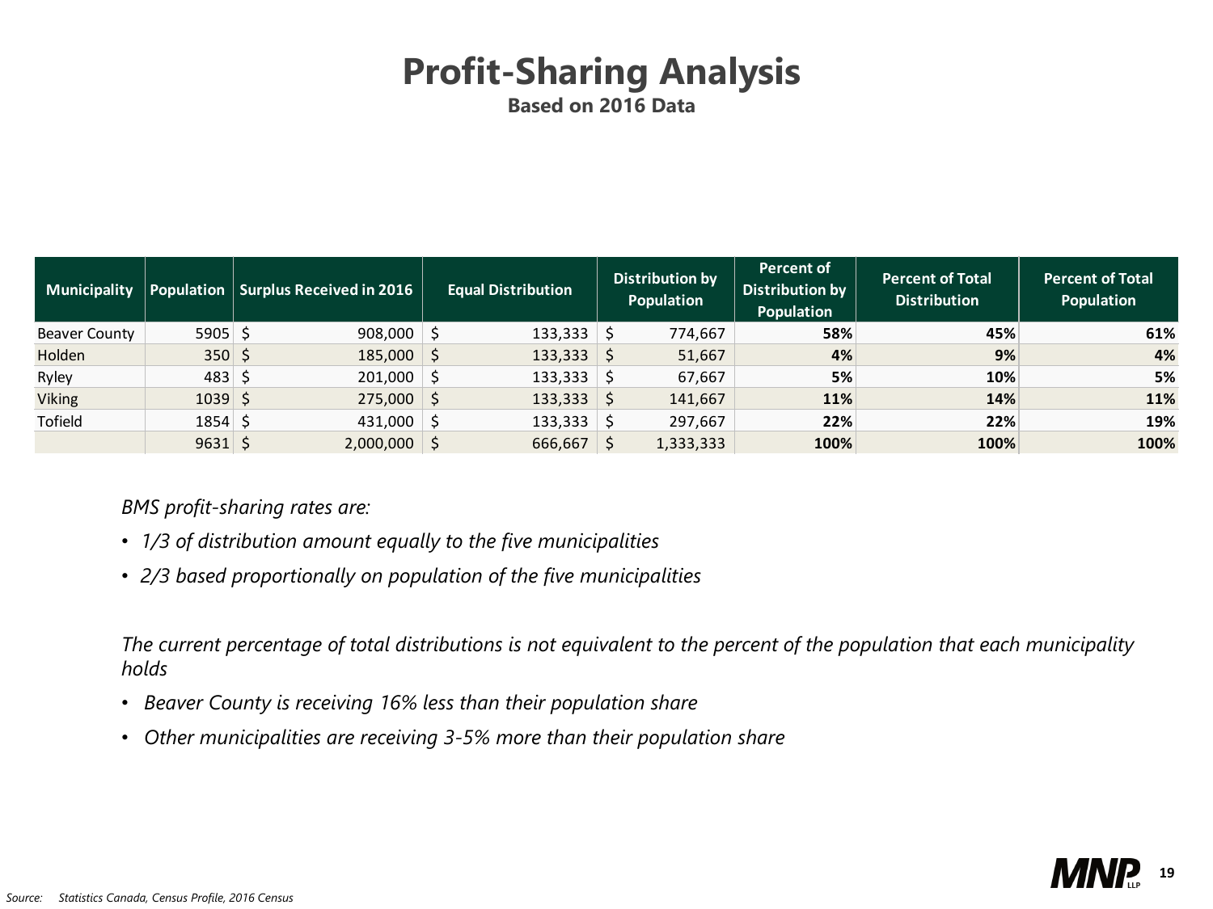# Profit-Sharing Analysis

**Based on 2016 Data**

| Municipality | Population | Surplus Received in 2016 | Equal Distribution | Distribution by Population | Percent of Distribution by Population | Percent of Total Distribution | Percent of Total Population |
|---|---|---|---|---|---|---|---|
| Beaver County | 5905 | $ 908,000 | $ 133,333 | $ 774,667 | **58%** | **45%** | **61%** |
| Holden | 350 | $ 185,000 | $ 133,333 | $ 51,667 | **4%** | **9%** | **4%** |
| Ryley | 483 | $ 201,000 | $ 133,333 | $ 67,667 | **5%** | **10%** | **5%** |
| Viking | 1039 | $ 275,000 | $ 133,333 | $ 141,667 | **11%** | **14%** | **11%** |
| Tofield | 1854 | $ 431,000 | $ 133,333 | $ 297,667 | **22%** | **22%** | **19%** |
| | 9631 | $ 2,000,000 | $ 666,667 | $ 1,333,333 | **100%** | **100%** | **100%** |

*BMS profit-sharing rates are:*

- *1/3 of distribution amount equally to the five municipalities*
- *2/3 based proportionally on population of the five municipalities*

*The current percentage of total distributions is not equivalent to the percent of the population that each municipality holds*

- *Beaver County is receiving 16% less than their population share*
- *Other municipalities are receiving 3-5% more than their population share*

*Source: Statistics Canada, Census Profile, 2016 Census*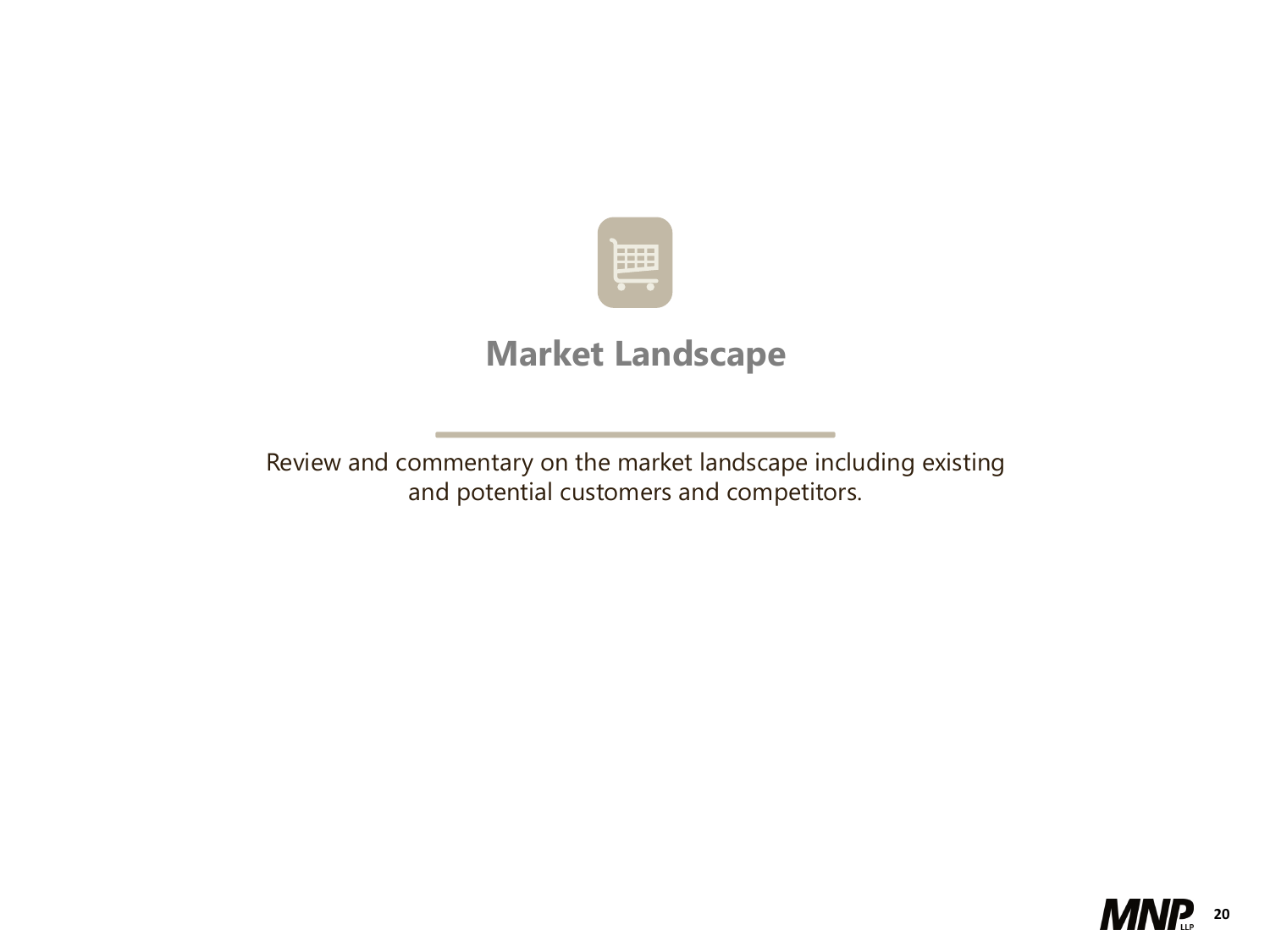# Market Landscape

Review and commentary on the market landscape including existing and potential customers and competitors.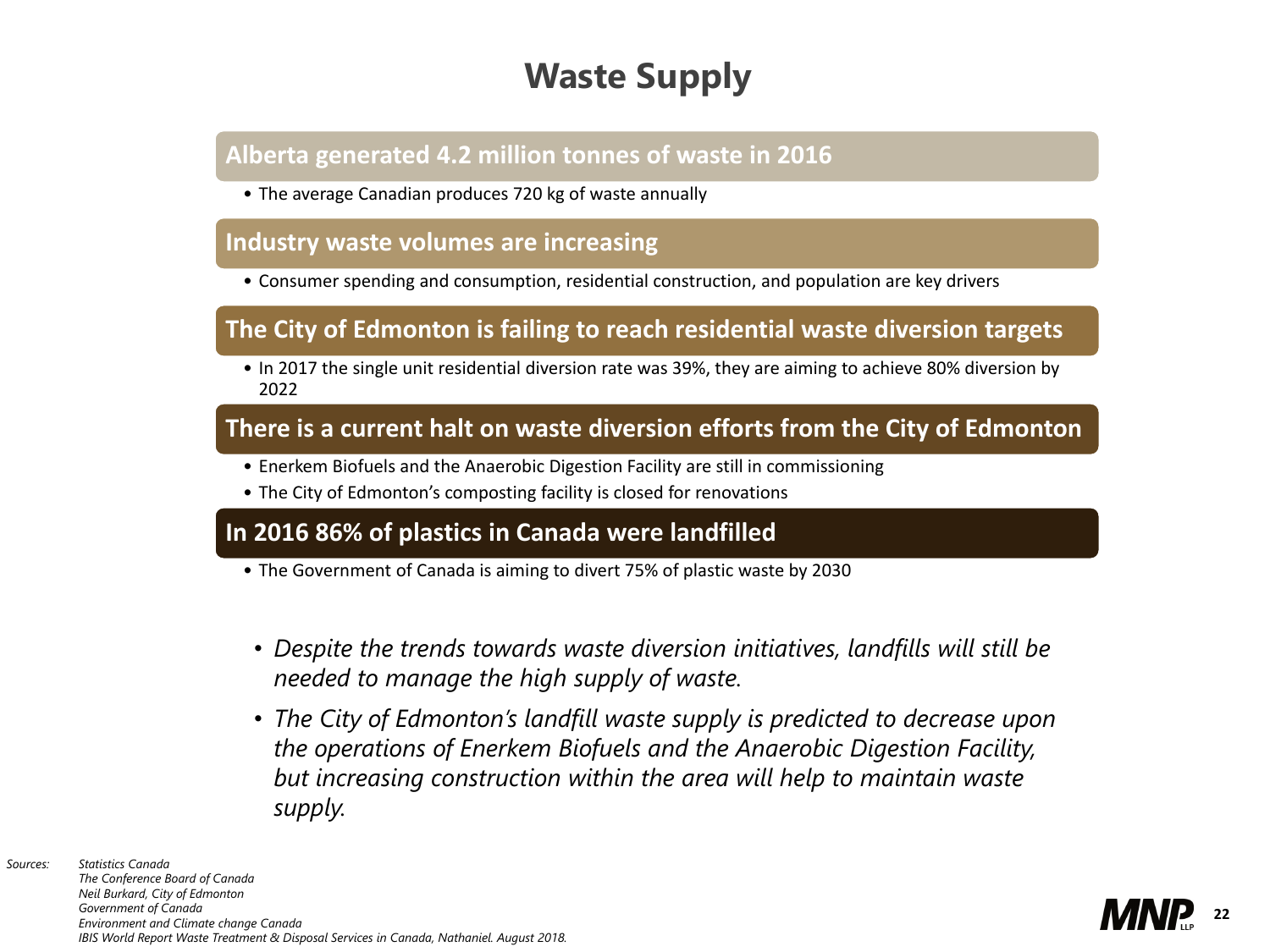# Waste Supply

## Alberta generated 4.2 million tonnes of waste in 2016

- The average Canadian produces 720 kg of waste annually

## Industry waste volumes are increasing

- Consumer spending and consumption, residential construction, and population are key drivers

## The City of Edmonton is failing to reach residential waste diversion targets

- In 2017 the single unit residential diversion rate was 39%, they are aiming to achieve 80% diversion by 2022

## There is a current halt on waste diversion efforts from the City of Edmonton

- Enerkem Biofuels and the Anaerobic Digestion Facility are still in commissioning
- The City of Edmonton's composting facility is closed for renovations

## In 2016 86% of plastics in Canada were landfilled

- The Government of Canada is aiming to divert 75% of plastic waste by 2030

- *Despite the trends towards waste diversion initiatives, landfills will still be needed to manage the high supply of waste.*
- *The City of Edmonton's landfill waste supply is predicted to decrease upon the operations of Enerkem Biofuels and the Anaerobic Digestion Facility, but increasing construction within the area will help to maintain waste supply.*

*Sources:*
*Statistics Canada*
*The Conference Board of Canada*
*Neil Burkard, City of Edmonton*
*Government of Canada*
*Environment and Climate change Canada*
*IBIS World Report Waste Treatment & Disposal Services in Canada, Nathaniel. August 2018.*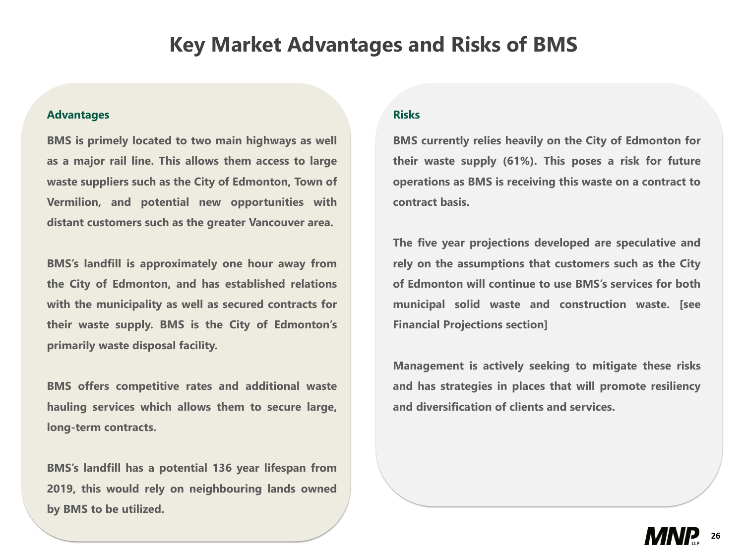# Key Market Advantages and Risks of BMS

## Advantages

**BMS is primely located to two main highways as well as a major rail line. This allows them access to large waste suppliers such as the City of Edmonton, Town of Vermilion, and potential new opportunities with distant customers such as the greater Vancouver area.**

**BMS's landfill is approximately one hour away from the City of Edmonton, and has established relations with the municipality as well as secured contracts for their waste supply. BMS is the City of Edmonton's primarily waste disposal facility.**

**BMS offers competitive rates and additional waste hauling services which allows them to secure large, long-term contracts.**

**BMS's landfill has a potential 136 year lifespan from 2019, this would rely on neighbouring lands owned by BMS to be utilized.**

## Risks

**BMS currently relies heavily on the City of Edmonton for their waste supply (61%). This poses a risk for future operations as BMS is receiving this waste on a contract to contract basis.**

**The five year projections developed are speculative and rely on the assumptions that customers such as the City of Edmonton will continue to use BMS's services for both municipal solid waste and construction waste. [see Financial Projections section]**

**Management is actively seeking to mitigate these risks and has strategies in places that will promote resiliency and diversification of clients and services.**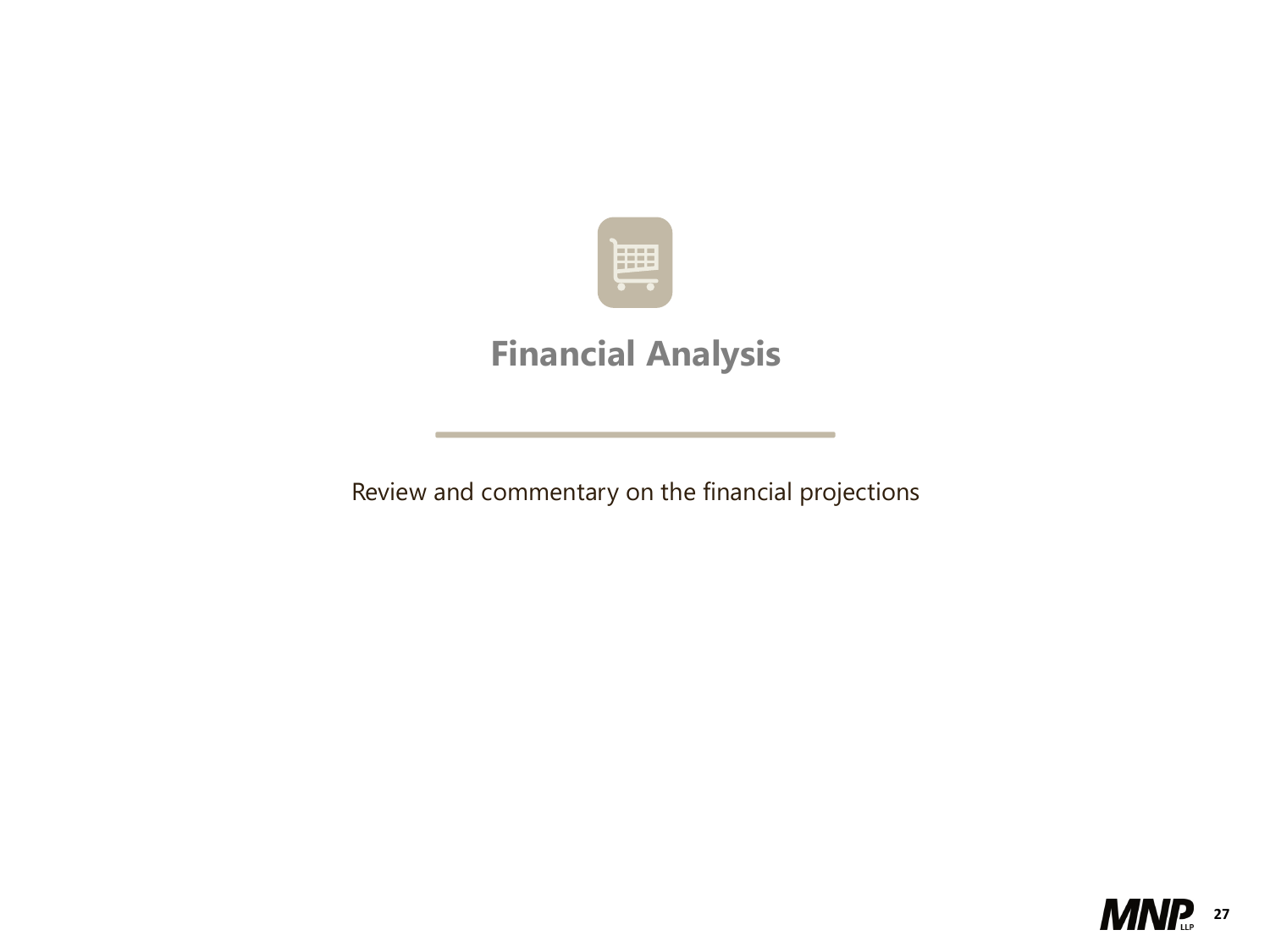# Financial Analysis

Review and commentary on the financial projections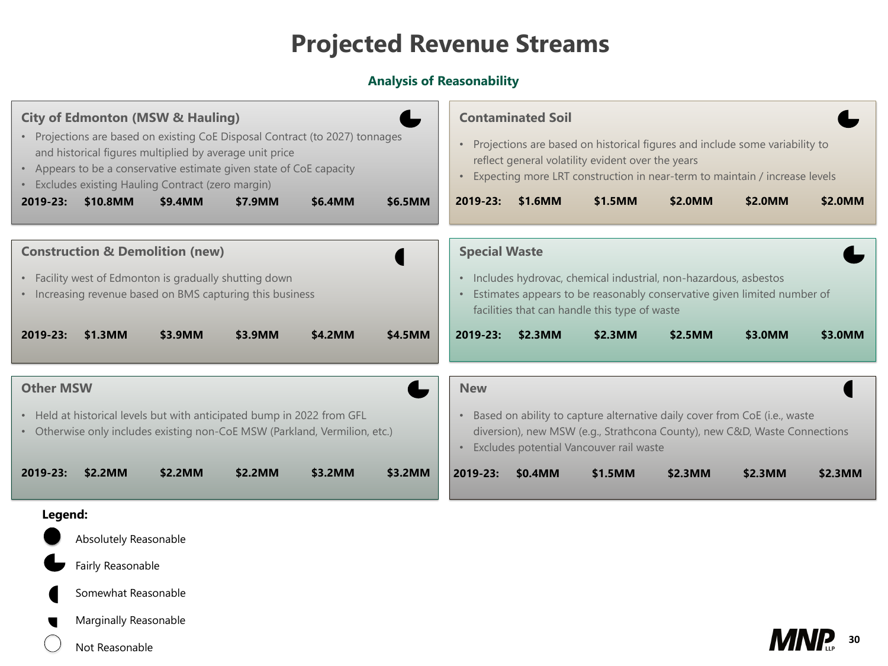# Projected Revenue Streams

## Analysis of Reasonability

### City of Edmonton (MSW & Hauling)

- Projections are based on existing CoE Disposal Contract (to 2027) tonnages and historical figures multiplied by average unit price
- Appears to be a conservative estimate given state of CoE capacity
- Excludes existing Hauling Contract (zero margin)

**2019-23: $10.8MM $9.4MM $7.9MM $6.4MM $6.5MM**

### Contaminated Soil

- Projections are based on historical figures and include some variability to reflect general volatility evident over the years
- Expecting more LRT construction in near-term to maintain / increase levels

**2019-23: $1.6MM $1.5MM $2.0MM $2.0MM $2.0MM**

### Construction & Demolition (new)

- Facility west of Edmonton is gradually shutting down
- Increasing revenue based on BMS capturing this business

**2019-23: $1.3MM $3.9MM $3.9MM $4.2MM $4.5MM**

### Special Waste

- Includes hydrovac, chemical industrial, non-hazardous, asbestos
- Estimates appears to be reasonably conservative given limited number of facilities that can handle this type of waste

**2019-23: $2.3MM $2.3MM $2.5MM $3.0MM $3.0MM**

### Other MSW

- Held at historical levels but with anticipated bump in 2022 from GFL
- Otherwise only includes existing non-CoE MSW (Parkland, Vermilion, etc.)

**2019-23: $2.2MM $2.2MM $2.2MM $3.2MM $3.2MM**

### New

- Based on ability to capture alternative daily cover from CoE (i.e., waste diversion), new MSW (e.g., Strathcona County), new C&D, Waste Connections
- Excludes potential Vancouver rail waste

**2019-23: $0.4MM $1.5MM $2.3MM $2.3MM $2.3MM**

**Legend:**

- Absolutely Reasonable
- Fairly Reasonable
- Somewhat Reasonable
- Marginally Reasonable
- Not Reasonable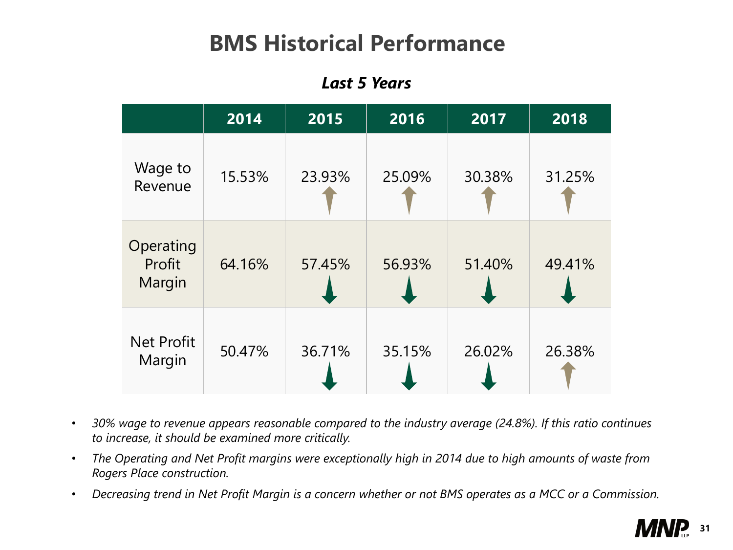# BMS Historical Performance

***Last 5 Years***

| | 2014 | 2015 | 2016 | 2017 | 2018 |
|---|---|---|---|---|---|
| Wage to Revenue | 15.53% | 23.93% ↑ | 25.09% ↑ | 30.38% ↑ | 31.25% ↑ |
| Operating Profit Margin | 64.16% | 57.45% ↓ | 56.93% ↓ | 51.40% ↓ | 49.41% ↓ |
| Net Profit Margin | 50.47% | 36.71% ↓ | 35.15% ↓ | 26.02% ↓ | 26.38% ↑ |

- *30% wage to revenue appears reasonable compared to the industry average (24.8%). If this ratio continues to increase, it should be examined more critically.*
- *The Operating and Net Profit margins were exceptionally high in 2014 due to high amounts of waste from Rogers Place construction.*
- *Decreasing trend in Net Profit Margin is a concern whether or not BMS operates as a MCC or a Commission.*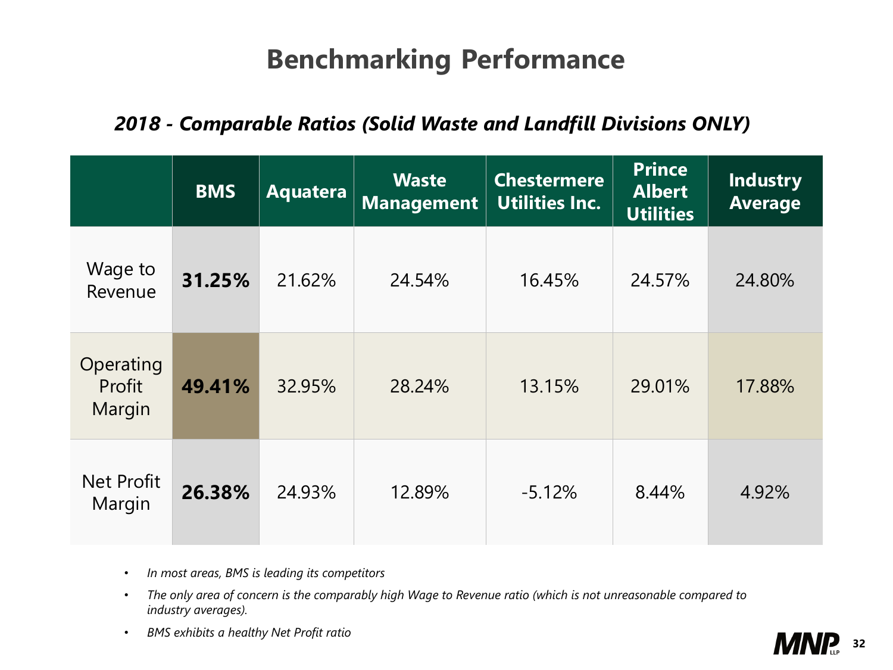# Benchmarking Performance

### *2018 - Comparable Ratios (Solid Waste and Landfill Divisions ONLY)*

| | BMS | Aquatera | Waste Management | Chestermere Utilities Inc. | Prince Albert Utilities | Industry Average |
|---|---|---|---|---|---|---|
| Wage to Revenue | **31.25%** | 21.62% | 24.54% | 16.45% | 24.57% | 24.80% |
| Operating Profit Margin | **49.41%** | 32.95% | 28.24% | 13.15% | 29.01% | 17.88% |
| Net Profit Margin | **26.38%** | 24.93% | 12.89% | -5.12% | 8.44% | 4.92% |

- *In most areas, BMS is leading its competitors*
- *The only area of concern is the comparably high Wage to Revenue ratio (which is not unreasonable compared to industry averages).*
- *BMS exhibits a healthy Net Profit ratio*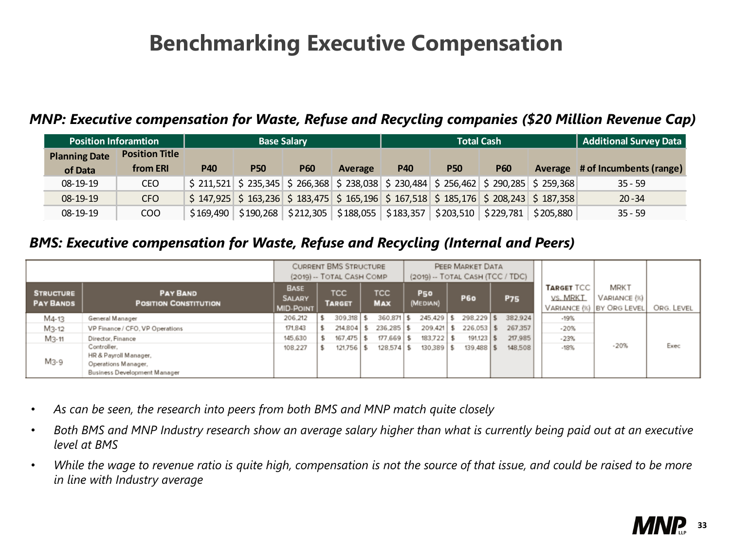# Benchmarking Executive Compensation

### *MNP: Executive compensation for Waste, Refuse and Recycling companies ($20 Million Revenue Cap)*

| Position Inforamtion | | Base Salary | | | | Total Cash | | | | Additional Survey Data |
|---|---|---|---|---|---|---|---|---|---|---|
| Planning Date of Data | Position Title from ERI | P40 | P50 | P60 | Average | P40 | P50 | P60 | Average | # of Incumbents (range) |
| 08-19-19 | CEO | $ 211,521 | $ 235,345 | $ 266,368 | $ 238,038 | $ 230,484 | $ 256,462 | $ 290,285 | $ 259,368 | 35 - 59 |
| 08-19-19 | CFO | $ 147,925 | $ 163,236 | $ 183,475 | $ 165,196 | $ 167,518 | $ 185,176 | $ 208,243 | $ 187,358 | 20 -34 |
| 08-19-19 | COO | $169,490 | $190,268 | $212,305 | $188,055 | $183,357 | $203,510 | $229,781 | $205,880 | 35 - 59 |

### *BMS: Executive compensation for Waste, Refuse and Recycling (Internal and Peers)*

| | | Current BMS Structure (2019) -- Total Cash Comp | | | Peer Market Data (2019) -- Total Cash (TCC / TDC) | | | | | |
|---|---|---|---|---|---|---|---|---|---|---|
| Structure Pay Bands | Pay Band Position Constitution | Base Salary Mid-Point | TCC Target | TCC Max | P50 (Median) | P60 | P75 | Target TCC vs. MRKT Variance (%) | MRKT Variance (%) by Org Level | Org. Level |
| M4-13 | General Manager | 206,212 | $ 309,318 | $ 360,871 | $ 245,429 | $ 298,229 | $ 382,924 | -19% | -20% | Exec |
| M3-12 | VP Finance / CFO, VP Operations | 171,843 | $ 214,804 | $ 236,285 | $ 209,421 | $ 226,053 | $ 267,357 | -20% | | |
| M3-11 | Director, Finance | 145,630 | $ 167,475 | $ 177,669 | $ 183,722 | $ 191,123 | $ 217,985 | -23% | | |
| M3-9 | Controller, HR & Payroll Manager, Operations Manager, Business Development Manager | 108,227 | $ 121,756 | $ 128,574 | $ 130,389 | $ 139,488 | $ 148,508 | -18% | | |

- *As can be seen, the research into peers from both BMS and MNP match quite closely*
- *Both BMS and MNP Industry research show an average salary higher than what is currently being paid out at an executive level at BMS*
- *While the wage to revenue ratio is quite high, compensation is not the source of that issue, and could be raised to be more in line with Industry average*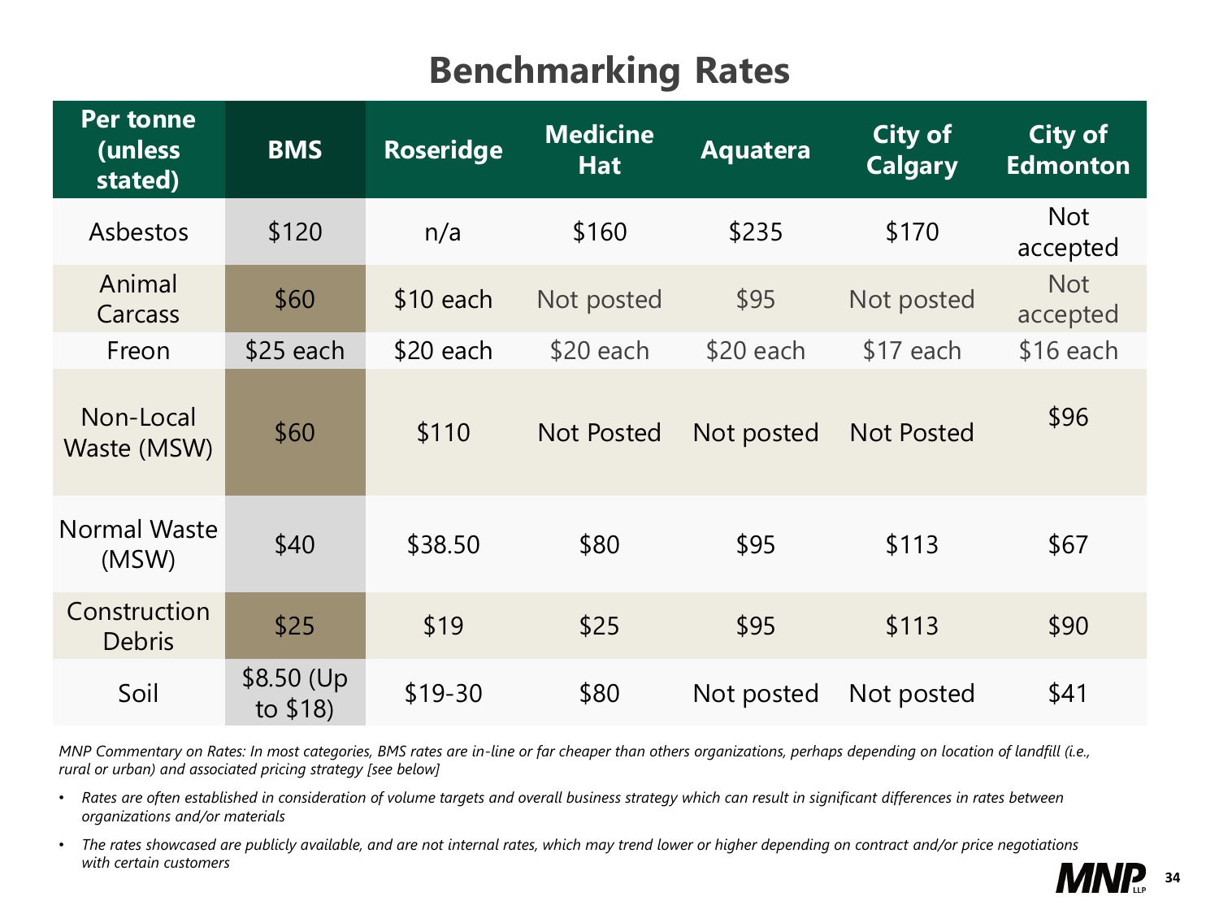# Benchmarking Rates

| Per tonne (unless stated) | BMS | Roseridge | Medicine Hat | Aquatera | City of Calgary | City of Edmonton |
|---|---|---|---|---|---|---|
| Asbestos | $120 | n/a | $160 | $235 | $170 | Not accepted |
| Animal Carcass | $60 | $10 each | Not posted | $95 | Not posted | Not accepted |
| Freon | $25 each | $20 each | $20 each | $20 each | $17 each | $16 each |
| Non-Local Waste (MSW) | $60 | $110 | Not Posted | Not posted | Not Posted | $96 |
| Normal Waste (MSW) | $40 | $38.50 | $80 | $95 | $113 | $67 |
| Construction Debris | $25 | $19 | $25 | $95 | $113 | $90 |
| Soil | $8.50 (Up to $18) | $19-30 | $80 | Not posted | Not posted | $41 |

*MNP Commentary on Rates: In most categories, BMS rates are in-line or far cheaper than others organizations, perhaps depending on location of landfill (i.e., rural or urban) and associated pricing strategy [see below]*

- *Rates are often established in consideration of volume targets and overall business strategy which can result in significant differences in rates between organizations and/or materials*
- *The rates showcased are publicly available, and are not internal rates, which may trend lower or higher depending on contract and/or price negotiations with certain customers*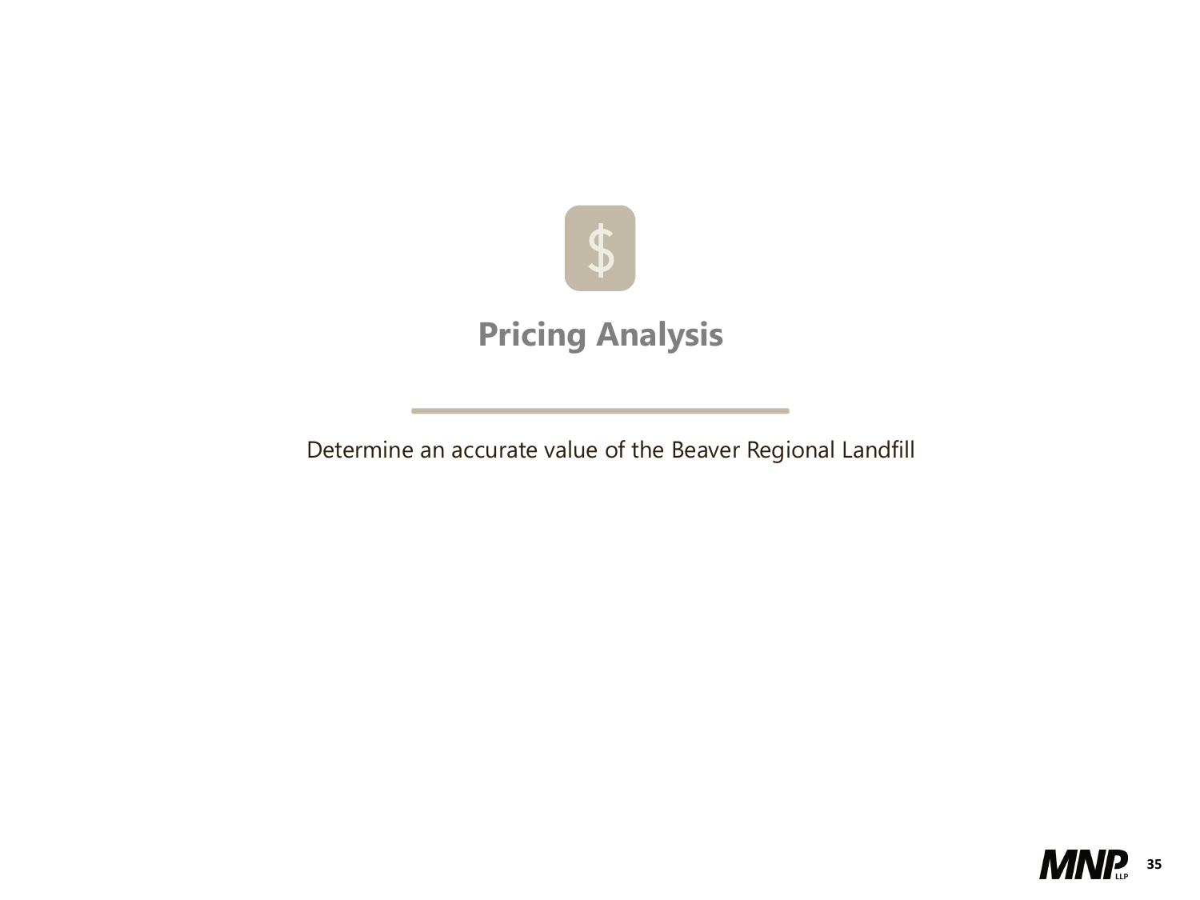## Pricing Analysis

Determine an accurate value of the Beaver Regional Landfill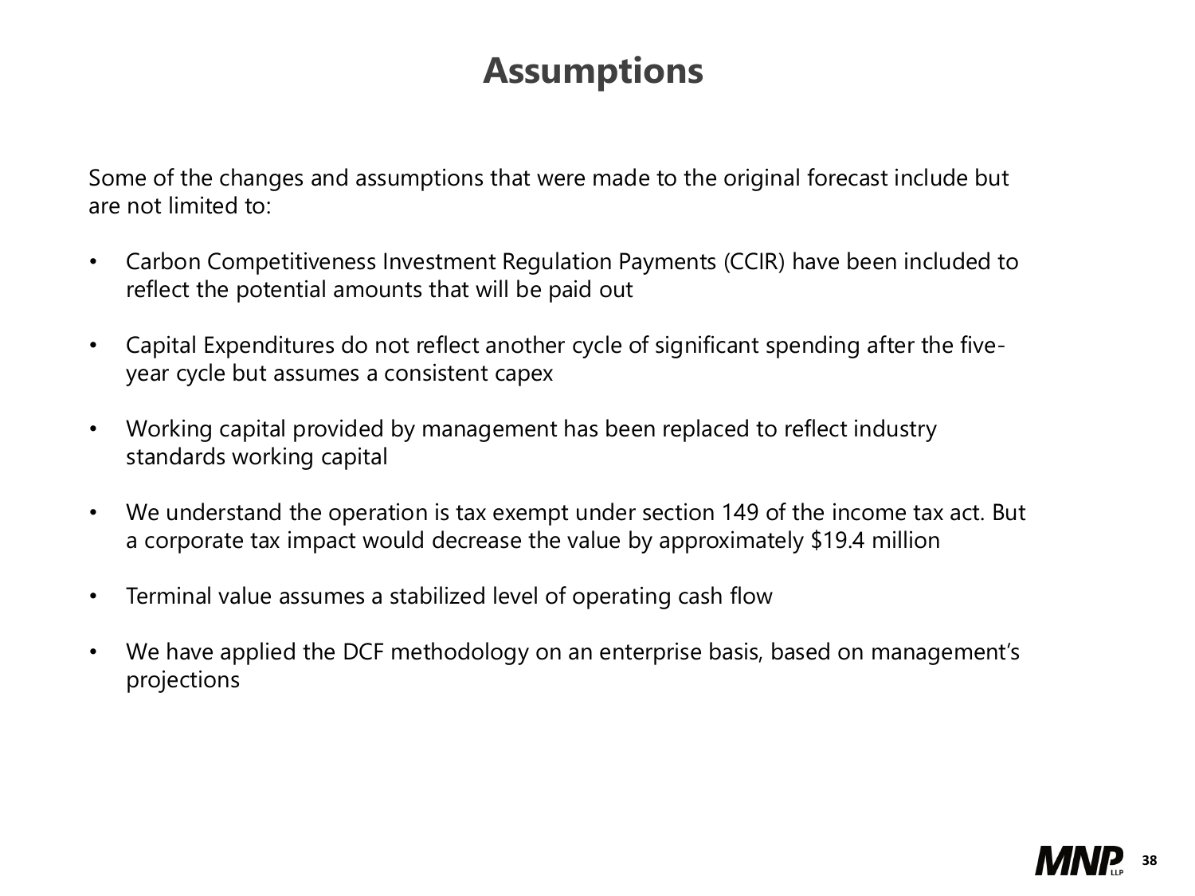# Assumptions

Some of the changes and assumptions that were made to the original forecast include but are not limited to:

- Carbon Competitiveness Investment Regulation Payments (CCIR) have been included to reflect the potential amounts that will be paid out
- Capital Expenditures do not reflect another cycle of significant spending after the five-year cycle but assumes a consistent capex
- Working capital provided by management has been replaced to reflect industry standards working capital
- We understand the operation is tax exempt under section 149 of the income tax act. But a corporate tax impact would decrease the value by approximately $19.4 million
- Terminal value assumes a stabilized level of operating cash flow
- We have applied the DCF methodology on an enterprise basis, based on management's projections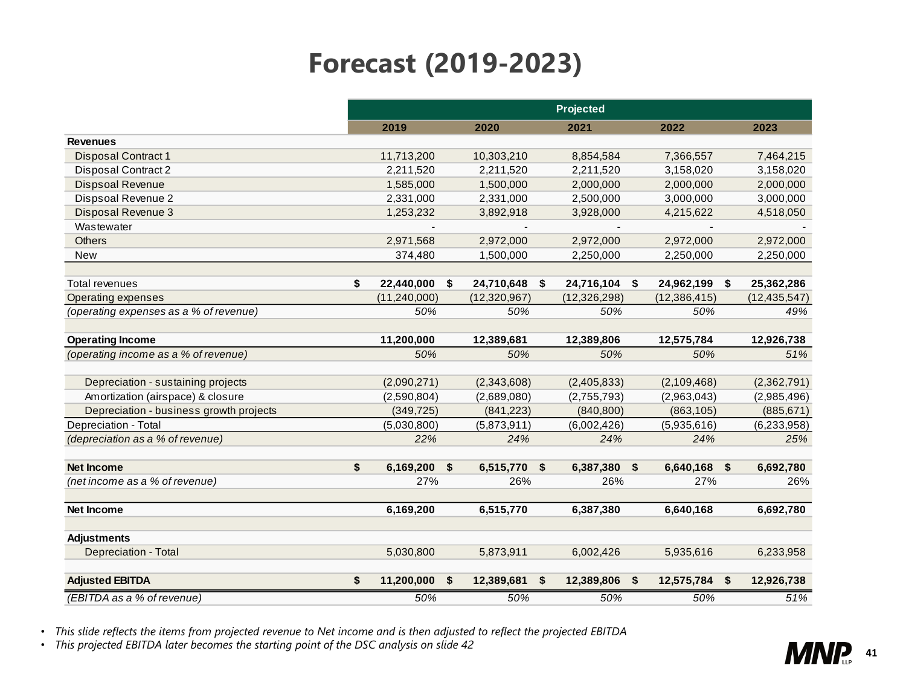# Forecast (2019-2023)

| | Projected | | | | |
|---|---|---|---|---|---|
| | 2019 | 2020 | 2021 | 2022 | 2023 |
| **Revenues** | | | | | |
| Disposal Contract 1 | 11,713,200 | 10,303,210 | 8,854,584 | 7,366,557 | 7,464,215 |
| Disposal Contract 2 | 2,211,520 | 2,211,520 | 2,211,520 | 3,158,020 | 3,158,020 |
| Dispsoal Revenue | 1,585,000 | 1,500,000 | 2,000,000 | 2,000,000 | 2,000,000 |
| Dispsoal Revenue 2 | 2,331,000 | 2,331,000 | 2,500,000 | 3,000,000 | 3,000,000 |
| Disposal Revenue 3 | 1,253,232 | 3,892,918 | 3,928,000 | 4,215,622 | 4,518,050 |
| Wastewater | - | - | - | - | - |
| Others | 2,971,568 | 2,972,000 | 2,972,000 | 2,972,000 | 2,972,000 |
| New | 374,480 | 1,500,000 | 2,250,000 | 2,250,000 | 2,250,000 |
| | | | | | |
| Total revenues | **$ 22,440,000** | **$ 24,710,648** | **$ 24,716,104** | **$ 24,962,199** | **$ 25,362,286** |
| Operating expenses | (11,240,000) | (12,320,967) | (12,326,298) | (12,386,415) | (12,435,547) |
| *(operating expenses as a % of revenue)* | *50%* | *50%* | *50%* | *50%* | *49%* |
| | | | | | |
| **Operating Income** | **11,200,000** | **12,389,681** | **12,389,806** | **12,575,784** | **12,926,738** |
| *(operating income as a % of revenue)* | *50%* | *50%* | *50%* | *50%* | *51%* |
| | | | | | |
| Depreciation - sustaining projects | (2,090,271) | (2,343,608) | (2,405,833) | (2,109,468) | (2,362,791) |
| Amortization (airspace) & closure | (2,590,804) | (2,689,080) | (2,755,793) | (2,963,043) | (2,985,496) |
| Depreciation - business growth projects | (349,725) | (841,223) | (840,800) | (863,105) | (885,671) |
| Depreciation - Total | (5,030,800) | (5,873,911) | (6,002,426) | (5,935,616) | (6,233,958) |
| *(depreciation as a % of revenue)* | *22%* | *24%* | *24%* | *24%* | *25%* |
| | | | | | |
| **Net Income** | **$ 6,169,200** | **$ 6,515,770** | **$ 6,387,380** | **$ 6,640,168** | **$ 6,692,780** |
| *(net income as a % of revenue)* | 27% | 26% | 26% | 27% | 26% |
| | | | | | |
| **Net Income** | **6,169,200** | **6,515,770** | **6,387,380** | **6,640,168** | **6,692,780** |
| | | | | | |
| **Adjustments** | | | | | |
| Depreciation - Total | 5,030,800 | 5,873,911 | 6,002,426 | 5,935,616 | 6,233,958 |
| | | | | | |
| **Adjusted EBITDA** | **$ 11,200,000** | **$ 12,389,681** | **$ 12,389,806** | **$ 12,575,784** | **$ 12,926,738** |
| *(EBITDA as a % of revenue)* | *50%* | *50%* | *50%* | *50%* | *51%* |

- *This slide reflects the items from projected revenue to Net income and is then adjusted to reflect the projected EBITDA*
- *This projected EBITDA later becomes the starting point of the DSC analysis on slide 42*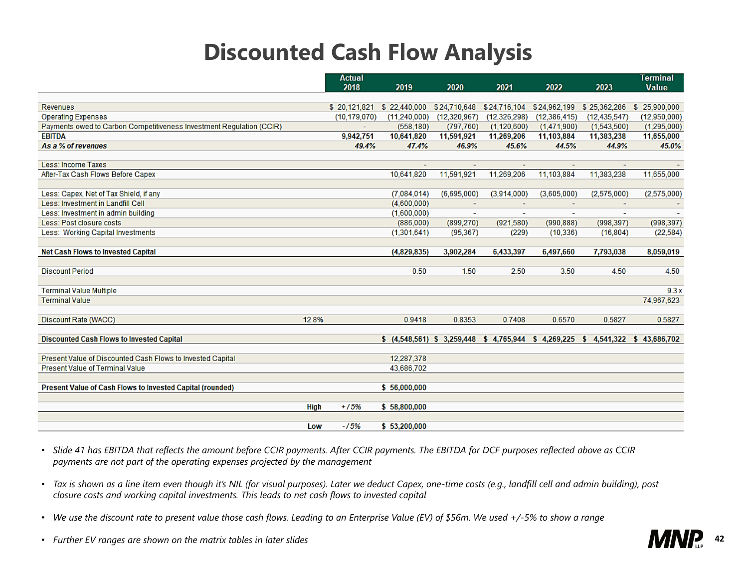# Discounted Cash Flow Analysis

| | | Actual 2018 | 2019 | 2020 | 2021 | 2022 | 2023 | Terminal Value |
|---|---|---|---|---|---|---|---|---|
| Revenues | | $ 20,121,821 | $ 22,440,000 | $ 24,710,648 | $ 24,716,104 | $ 24,962,199 | $ 25,362,286 | $ 25,900,000 |
| Operating Expenses | | (10,179,070) | (11,240,000) | (12,320,967) | (12,326,298) | (12,386,415) | (12,435,547) | (12,950,000) |
| Payments owed to Carbon Competitiveness Investment Regulation (CCIR) | | - | (558,180) | (797,760) | (1,120,600) | (1,471,900) | (1,543,500) | (1,295,000) |
| **EBITDA** | | **9,942,751** | **10,641,820** | **11,591,921** | **11,269,206** | **11,103,884** | **11,383,238** | **11,655,000** |
| ***As a % of revenues*** | | ***49.4%*** | ***47.4%*** | ***46.9%*** | ***45.6%*** | ***44.5%*** | ***44.9%*** | ***45.0%*** |
| Less: Income Taxes | | | - | - | - | - | - | - |
| After-Tax Cash Flows Before Capex | | | 10,641,820 | 11,591,921 | 11,269,206 | 11,103,884 | 11,383,238 | 11,655,000 |
| Less: Capex, Net of Tax Shield, if any | | | (7,084,014) | (6,695,000) | (3,914,000) | (3,605,000) | (2,575,000) | (2,575,000) |
| Less: Investment in Landfill Cell | | | (4,600,000) | - | - | - | - | - |
| Less: Investment in admin building | | | (1,600,000) | - | - | - | - | - |
| Less: Post closure costs | | | (886,000) | (899,270) | (921,580) | (990,888) | (998,397) | (998,397) |
| Less: Working Capital Investments | | | (1,301,641) | (95,367) | (229) | (10,336) | (16,804) | (22,584) |
| **Net Cash Flows to Invested Capital** | | | **(4,829,835)** | **3,902,284** | **6,433,397** | **6,497,660** | **7,793,038** | **8,059,019** |
| Discount Period | | | 0.50 | 1.50 | 2.50 | 3.50 | 4.50 | 4.50 |
| Terminal Value Multiple | | | | | | | | 9.3 x |
| Terminal Value | | | | | | | | 74,967,623 |
| Discount Rate (WACC) | 12.8% | | 0.9418 | 0.8353 | 0.7408 | 0.6570 | 0.5827 | 0.5827 |
| **Discounted Cash Flows to Invested Capital** | | | **$ (4,548,561)** | **$ 3,259,448** | **$ 4,765,944** | **$ 4,269,225** | **$ 4,541,322** | **$ 43,686,702** |
| Present Value of Discounted Cash Flows to Invested Capital | | | 12,287,378 | | | | | |
| Present Value of Terminal Value | | | 43,686,702 | | | | | |
| **Present Value of Cash Flows to Invested Capital (rounded)** | | | **$ 56,000,000** | | | | | |
| **High** | | *+/5%* | **$ 58,800,000** | | | | | |
| **Low** | | *-/5%* | **$ 53,200,000** | | | | | |

- *Slide 41 has EBITDA that reflects the amount before CCIR payments. After CCIR payments. The EBITDA for DCF purposes reflected above as CCIR payments are not part of the operating expenses projected by the management*
- *Tax is shown as a line item even though it's NIL (for visual purposes). Later we deduct Capex, one-time costs (e.g., landfill cell and admin building), post closure costs and working capital investments. This leads to net cash flows to invested capital*
- *We use the discount rate to present value those cash flows. Leading to an Enterprise Value (EV) of $56m. We used +/-5% to show a range*
- *Further EV ranges are shown on the matrix tables in later slides*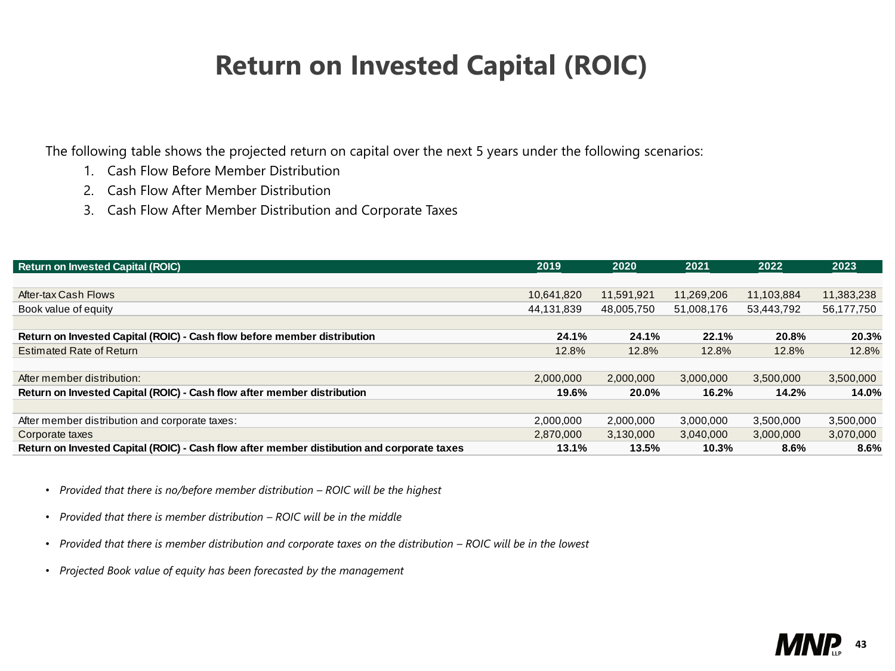# Return on Invested Capital (ROIC)

The following table shows the projected return on capital over the next 5 years under the following scenarios:

1. Cash Flow Before Member Distribution
2. Cash Flow After Member Distribution
3. Cash Flow After Member Distribution and Corporate Taxes

| Return on Invested Capital (ROIC) | 2019 | 2020 | 2021 | 2022 | 2023 |
|---|---|---|---|---|---|
| | | | | | |
| After-tax Cash Flows | 10,641,820 | 11,591,921 | 11,269,206 | 11,103,884 | 11,383,238 |
| Book value of equity | 44,131,839 | 48,005,750 | 51,008,176 | 53,443,792 | 56,177,750 |
| | | | | | |
| **Return on Invested Capital (ROIC) - Cash flow before member distribution** | **24.1%** | **24.1%** | **22.1%** | **20.8%** | **20.3%** |
| Estimated Rate of Return | 12.8% | 12.8% | 12.8% | 12.8% | 12.8% |
| | | | | | |
| After member distribution: | 2,000,000 | 2,000,000 | 3,000,000 | 3,500,000 | 3,500,000 |
| **Return on Invested Capital (ROIC) - Cash flow after member distribution** | **19.6%** | **20.0%** | **16.2%** | **14.2%** | **14.0%** |
| | | | | | |
| After member distribution and corporate taxes: | 2,000,000 | 2,000,000 | 3,000,000 | 3,500,000 | 3,500,000 |
| Corporate taxes | 2,870,000 | 3,130,000 | 3,040,000 | 3,000,000 | 3,070,000 |
| **Return on Invested Capital (ROIC) - Cash flow after member distibution and corporate taxes** | **13.1%** | **13.5%** | **10.3%** | **8.6%** | **8.6%** |

- *Provided that there is no/before member distribution – ROIC will be the highest*
- *Provided that there is member distribution – ROIC will be in the middle*
- *Provided that there is member distribution and corporate taxes on the distribution – ROIC will be in the lowest*
- *Projected Book value of equity has been forecasted by the management*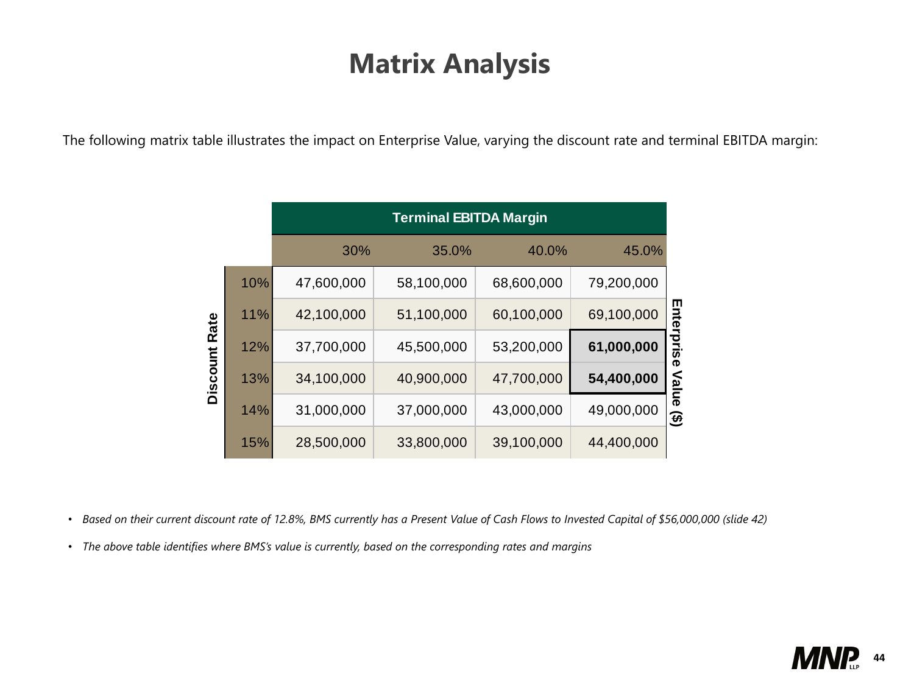# Matrix Analysis

The following matrix table illustrates the impact on Enterprise Value, varying the discount rate and terminal EBITDA margin:

| Discount Rate | Terminal EBITDA Margin | | | |
|---|---|---|---|---|
| | 30% | 35.0% | 40.0% | 45.0% |
| 10% | 47,600,000 | 58,100,000 | 68,600,000 | 79,200,000 |
| 11% | 42,100,000 | 51,100,000 | 60,100,000 | 69,100,000 |
| 12% | 37,700,000 | 45,500,000 | 53,200,000 | **61,000,000** |
| 13% | 34,100,000 | 40,900,000 | 47,700,000 | **54,400,000** |
| 14% | 31,000,000 | 37,000,000 | 43,000,000 | 49,000,000 |
| 15% | 28,500,000 | 33,800,000 | 39,100,000 | 44,400,000 |

Enterprise Value ($)

- *Based on their current discount rate of 12.8%, BMS currently has a Present Value of Cash Flows to Invested Capital of $56,000,000 (slide 42)*
- *The above table identifies where BMS's value is currently, based on the corresponding rates and margins*